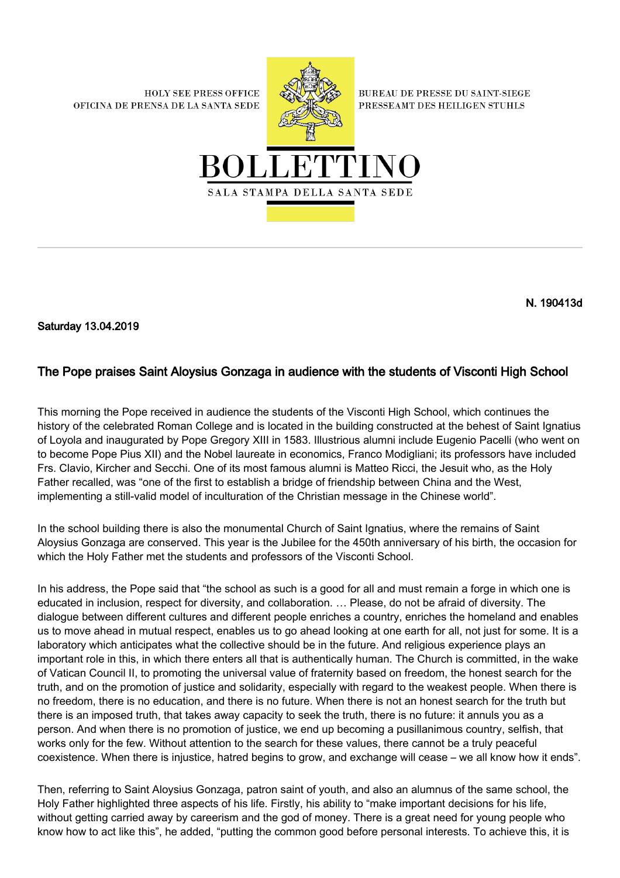HOLY SEE PRESS OFFICE
OFICINA DE PRENSA DE LA SANTA SEDE

BUREAU DE PRESSE DU SAINT-SIEGE
PRESSEAMT DES HEILIGEN STUHLS

# BOLLETTINO

SALA STAMPA DELLA SANTA SEDE

**N. 190413d**

**Saturday 13.04.2019**

## The Pope praises Saint Aloysius Gonzaga in audience with the students of Visconti High School

This morning the Pope received in audience the students of the Visconti High School, which continues the history of the celebrated Roman College and is located in the building constructed at the behest of Saint Ignatius of Loyola and inaugurated by Pope Gregory XIII in 1583. Illustrious alumni include Eugenio Pacelli (who went on to become Pope Pius XII) and the Nobel laureate in economics, Franco Modigliani; its professors have included Frs. Clavio, Kircher and Secchi. One of its most famous alumni is Matteo Ricci, the Jesuit who, as the Holy Father recalled, was "one of the first to establish a bridge of friendship between China and the West, implementing a still-valid model of inculturation of the Christian message in the Chinese world".

In the school building there is also the monumental Church of Saint Ignatius, where the remains of Saint Aloysius Gonzaga are conserved. This year is the Jubilee for the 450th anniversary of his birth, the occasion for which the Holy Father met the students and professors of the Visconti School.

In his address, the Pope said that "the school as such is a good for all and must remain a forge in which one is educated in inclusion, respect for diversity, and collaboration. … Please, do not be afraid of diversity. The dialogue between different cultures and different people enriches a country, enriches the homeland and enables us to move ahead in mutual respect, enables us to go ahead looking at one earth for all, not just for some. It is a laboratory which anticipates what the collective should be in the future. And religious experience plays an important role in this, in which there enters all that is authentically human. The Church is committed, in the wake of Vatican Council II, to promoting the universal value of fraternity based on freedom, the honest search for the truth, and on the promotion of justice and solidarity, especially with regard to the weakest people. When there is no freedom, there is no education, and there is no future. When there is not an honest search for the truth but there is an imposed truth, that takes away capacity to seek the truth, there is no future: it annuls you as a person. And when there is no promotion of justice, we end up becoming a pusillanimous country, selfish, that works only for the few. Without attention to the search for these values, there cannot be a truly peaceful coexistence. When there is injustice, hatred begins to grow, and exchange will cease – we all know how it ends".

Then, referring to Saint Aloysius Gonzaga, patron saint of youth, and also an alumnus of the same school, the Holy Father highlighted three aspects of his life. Firstly, his ability to "make important decisions for his life, without getting carried away by careerism and the god of money. There is a great need for young people who know how to act like this", he added, "putting the common good before personal interests. To achieve this, it is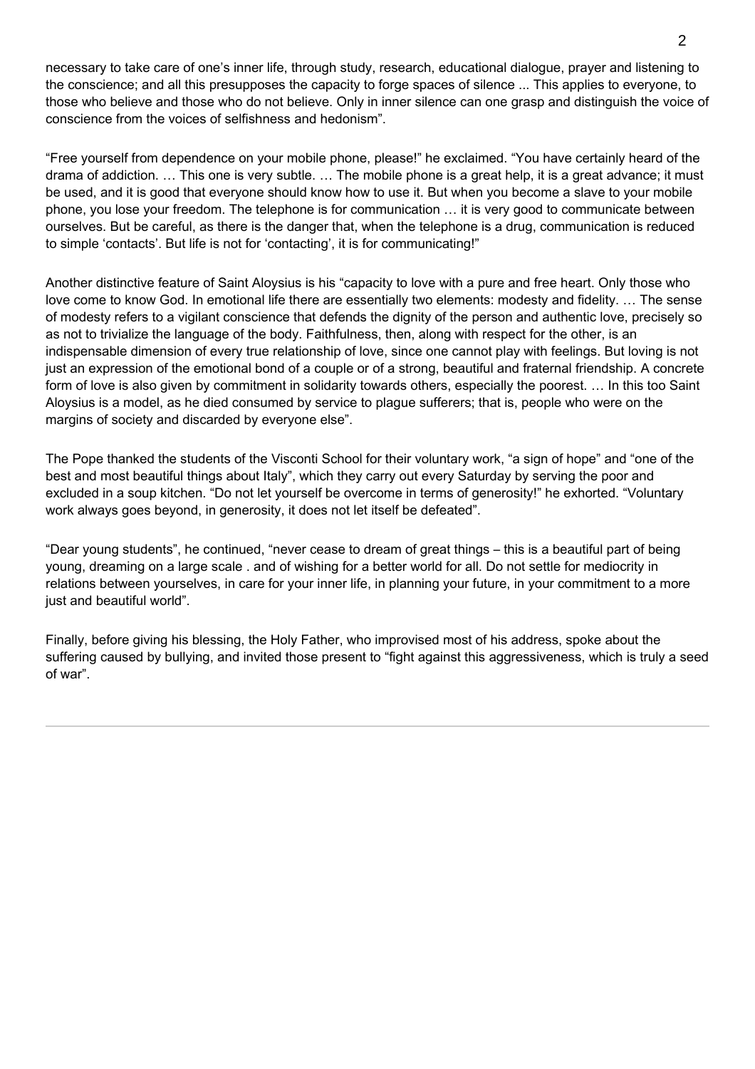necessary to take care of one's inner life, through study, research, educational dialogue, prayer and listening to the conscience; and all this presupposes the capacity to forge spaces of silence ... This applies to everyone, to those who believe and those who do not believe. Only in inner silence can one grasp and distinguish the voice of conscience from the voices of selfishness and hedonism".

"Free yourself from dependence on your mobile phone, please!" he exclaimed. "You have certainly heard of the drama of addiction. … This one is very subtle. … The mobile phone is a great help, it is a great advance; it must be used, and it is good that everyone should know how to use it. But when you become a slave to your mobile phone, you lose your freedom. The telephone is for communication … it is very good to communicate between ourselves. But be careful, as there is the danger that, when the telephone is a drug, communication is reduced to simple 'contacts'. But life is not for 'contacting', it is for communicating!"

Another distinctive feature of Saint Aloysius is his "capacity to love with a pure and free heart. Only those who love come to know God. In emotional life there are essentially two elements: modesty and fidelity. … The sense of modesty refers to a vigilant conscience that defends the dignity of the person and authentic love, precisely so as not to trivialize the language of the body. Faithfulness, then, along with respect for the other, is an indispensable dimension of every true relationship of love, since one cannot play with feelings. But loving is not just an expression of the emotional bond of a couple or of a strong, beautiful and fraternal friendship. A concrete form of love is also given by commitment in solidarity towards others, especially the poorest. … In this too Saint Aloysius is a model, as he died consumed by service to plague sufferers; that is, people who were on the margins of society and discarded by everyone else".

The Pope thanked the students of the Visconti School for their voluntary work, "a sign of hope" and "one of the best and most beautiful things about Italy", which they carry out every Saturday by serving the poor and excluded in a soup kitchen. "Do not let yourself be overcome in terms of generosity!" he exhorted. "Voluntary work always goes beyond, in generosity, it does not let itself be defeated".

"Dear young students", he continued, "never cease to dream of great things – this is a beautiful part of being young, dreaming on a large scale . and of wishing for a better world for all. Do not settle for mediocrity in relations between yourselves, in care for your inner life, in planning your future, in your commitment to a more just and beautiful world".

Finally, before giving his blessing, the Holy Father, who improvised most of his address, spoke about the suffering caused by bullying, and invited those present to "fight against this aggressiveness, which is truly a seed of war".